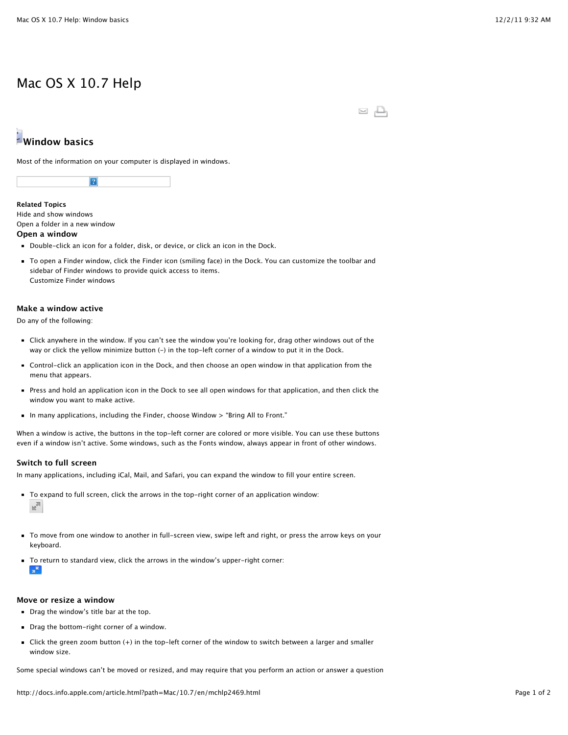# Mac OS X 10.7 Help

## Window basics

Most of the information on your computer is displayed in windows.

**Related Topics**
Hide and show windows
Open a folder in a new window

### Open a window

- Double-click an icon for a folder, disk, or device, or click an icon in the Dock.
- To open a Finder window, click the Finder icon (smiling face) in the Dock. You can customize the toolbar and sidebar of Finder windows to provide quick access to items.
  Customize Finder windows

### Make a window active

Do any of the following:

- Click anywhere in the window. If you can't see the window you're looking for, drag other windows out of the way or click the yellow minimize button (–) in the top-left corner of a window to put it in the Dock.
- Control-click an application icon in the Dock, and then choose an open window in that application from the menu that appears.
- Press and hold an application icon in the Dock to see all open windows for that application, and then click the window you want to make active.
- In many applications, including the Finder, choose Window > "Bring All to Front."

When a window is active, the buttons in the top-left corner are colored or more visible. You can use these buttons even if a window isn't active. Some windows, such as the Fonts window, always appear in front of other windows.

### Switch to full screen

In many applications, including iCal, Mail, and Safari, you can expand the window to fill your entire screen.

- To expand to full screen, click the arrows in the top-right corner of an application window:
- To move from one window to another in full-screen view, swipe left and right, or press the arrow keys on your keyboard.
- To return to standard view, click the arrows in the window's upper-right corner:

### Move or resize a window

- Drag the window's title bar at the top.
- Drag the bottom-right corner of a window.
- Click the green zoom button (+) in the top-left corner of the window to switch between a larger and smaller window size.

Some special windows can't be moved or resized, and may require that you perform an action or answer a question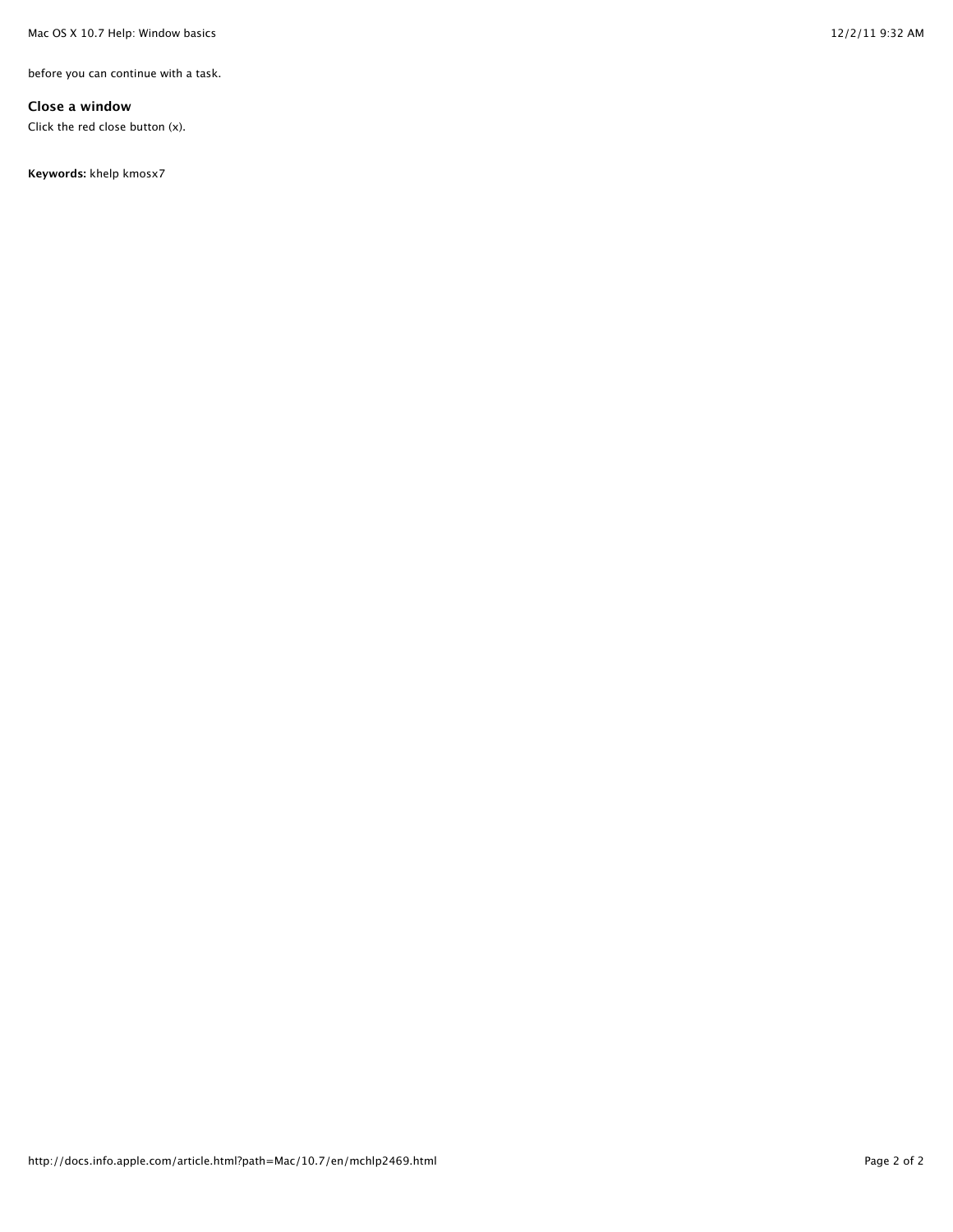before you can continue with a task.

### Close a window

Click the red close button (x).

**Keywords:** khelp kmosx7